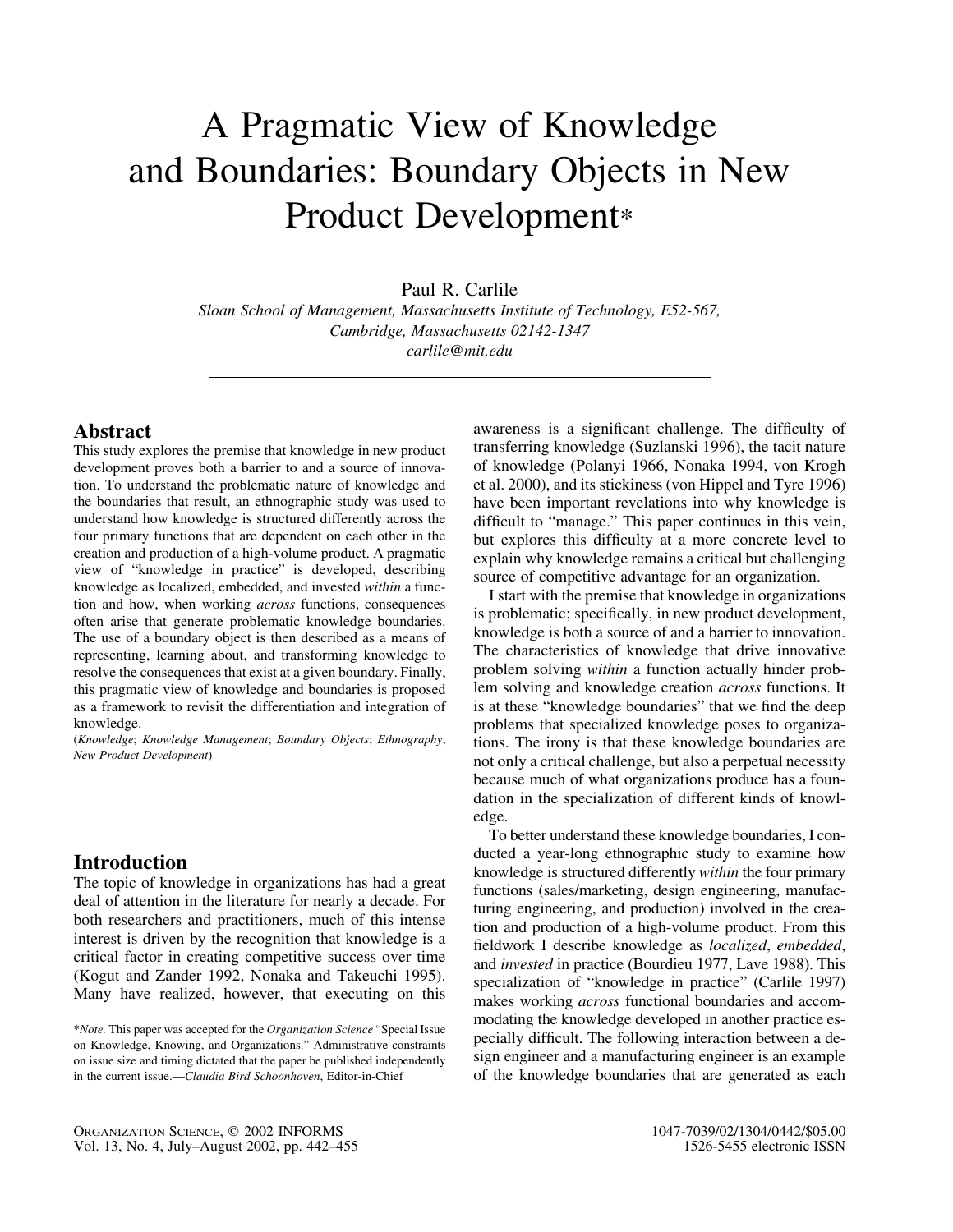# A Pragmatic View of Knowledge and Boundaries: Boundary Objects in New Product Development*

Paul R. Carlile

*Sloan School of Management, Massachusetts Institute of Technology, E52-567, Cambridge, Massachusetts 02142-1347*
*carlile@mit.edu*

## Abstract

This study explores the premise that knowledge in new product development proves both a barrier to and a source of innovation. To understand the problematic nature of knowledge and the boundaries that result, an ethnographic study was used to understand how knowledge is structured differently across the four primary functions that are dependent on each other in the creation and production of a high-volume product. A pragmatic view of "knowledge in practice" is developed, describing knowledge as localized, embedded, and invested *within* a function and how, when working *across* functions, consequences often arise that generate problematic knowledge boundaries. The use of a boundary object is then described as a means of representing, learning about, and transforming knowledge to resolve the consequences that exist at a given boundary. Finally, this pragmatic view of knowledge and boundaries is proposed as a framework to revisit the differentiation and integration of knowledge.

(*Knowledge*; *Knowledge Management*; *Boundary Objects*; *Ethnography*; *New Product Development*)

## Introduction

The topic of knowledge in organizations has had a great deal of attention in the literature for nearly a decade. For both researchers and practitioners, much of this intense interest is driven by the recognition that knowledge is a critical factor in creating competitive success over time (Kogut and Zander 1992, Nonaka and Takeuchi 1995). Many have realized, however, that executing on this awareness is a significant challenge. The difficulty of transferring knowledge (Suzlanski 1996), the tacit nature of knowledge (Polanyi 1966, Nonaka 1994, von Krogh et al. 2000), and its stickiness (von Hippel and Tyre 1996) have been important revelations into why knowledge is difficult to "manage." This paper continues in this vein, but explores this difficulty at a more concrete level to explain why knowledge remains a critical but challenging source of competitive advantage for an organization.

I start with the premise that knowledge in organizations is problematic; specifically, in new product development, knowledge is both a source of and a barrier to innovation. The characteristics of knowledge that drive innovative problem solving *within* a function actually hinder problem solving and knowledge creation *across* functions. It is at these "knowledge boundaries" that we find the deep problems that specialized knowledge poses to organizations. The irony is that these knowledge boundaries are not only a critical challenge, but also a perpetual necessity because much of what organizations produce has a foundation in the specialization of different kinds of knowledge.

To better understand these knowledge boundaries, I conducted a year-long ethnographic study to examine how knowledge is structured differently *within* the four primary functions (sales/marketing, design engineering, manufacturing engineering, and production) involved in the creation and production of a high-volume product. From this fieldwork I describe knowledge as *localized*, *embedded*, and *invested* in practice (Bourdieu 1977, Lave 1988). This specialization of "knowledge in practice" (Carlile 1997) makes working *across* functional boundaries and accommodating the knowledge developed in another practice especially difficult. The following interaction between a design engineer and a manufacturing engineer is an example of the knowledge boundaries that are generated as each

*Note. This paper was accepted for the *Organization Science* "Special Issue on Knowledge, Knowing, and Organizations." Administrative constraints on issue size and timing dictated that the paper be published independently in the current issue.—*Claudia Bird Schoonhoven*, Editor-in-Chief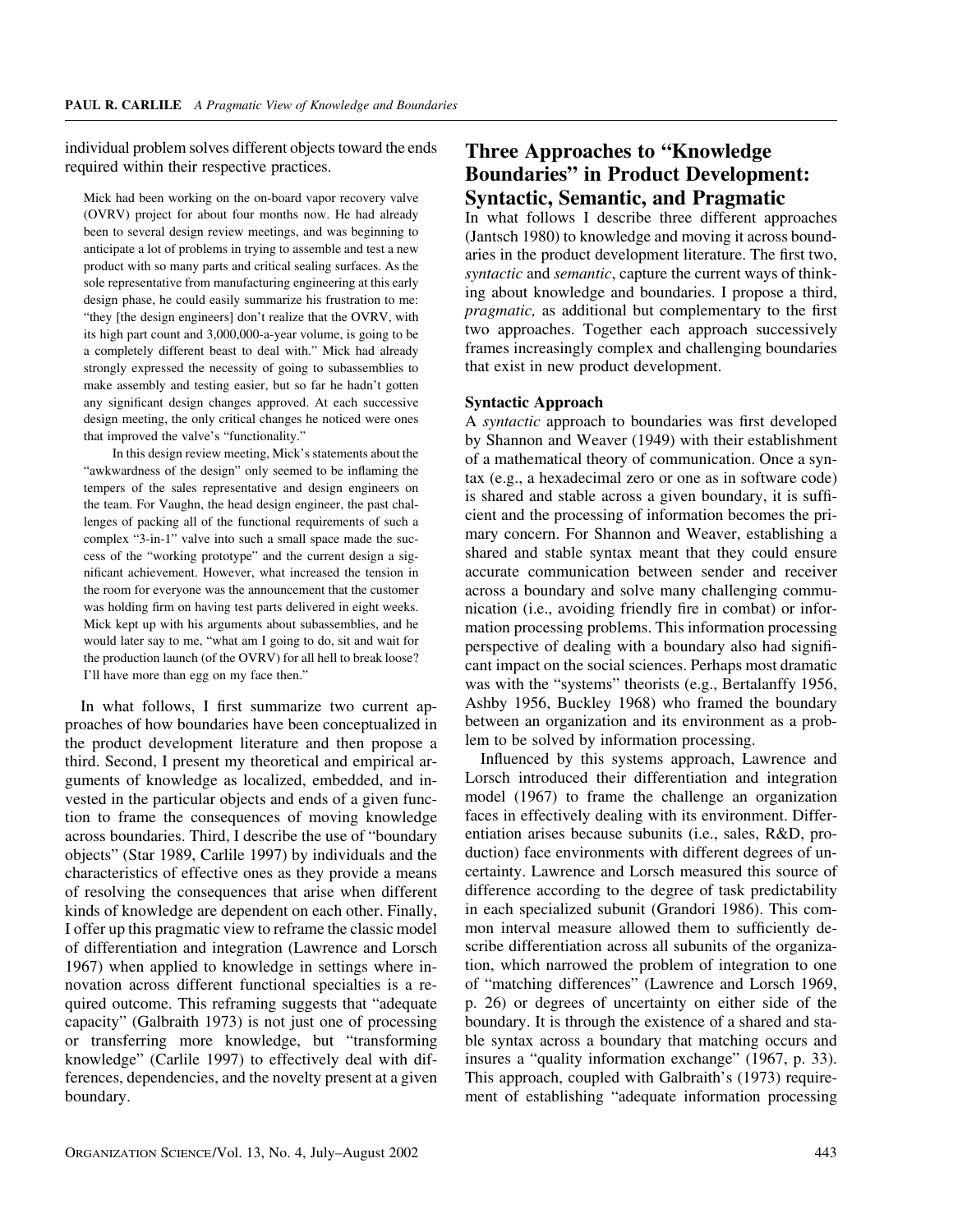individual problem solves different objects toward the ends required within their respective practices.

> Mick had been working on the on-board vapor recovery valve (OVRV) project for about four months now. He had already been to several design review meetings, and was beginning to anticipate a lot of problems in trying to assemble and test a new product with so many parts and critical sealing surfaces. As the sole representative from manufacturing engineering at this early design phase, he could easily summarize his frustration to me: "they [the design engineers] don't realize that the OVRV, with its high part count and 3,000,000-a-year volume, is going to be a completely different beast to deal with." Mick had already strongly expressed the necessity of going to subassemblies to make assembly and testing easier, but so far he hadn't gotten any significant design changes approved. At each successive design meeting, the only critical changes he noticed were ones that improved the valve's "functionality."
>
> In this design review meeting, Mick's statements about the "awkwardness of the design" only seemed to be inflaming the tempers of the sales representative and design engineers on the team. For Vaughn, the head design engineer, the past challenges of packing all of the functional requirements of such a complex "3-in-1" valve into such a small space made the success of the "working prototype" and the current design a significant achievement. However, what increased the tension in the room for everyone was the announcement that the customer was holding firm on having test parts delivered in eight weeks. Mick kept up with his arguments about subassemblies, and he would later say to me, "what am I going to do, sit and wait for the production launch (of the OVRV) for all hell to break loose? I'll have more than egg on my face then."

In what follows, I first summarize two current approaches of how boundaries have been conceptualized in the product development literature and then propose a third. Second, I present my theoretical and empirical arguments of knowledge as localized, embedded, and invested in the particular objects and ends of a given function to frame the consequences of moving knowledge across boundaries. Third, I describe the use of "boundary objects" (Star 1989, Carlile 1997) by individuals and the characteristics of effective ones as they provide a means of resolving the consequences that arise when different kinds of knowledge are dependent on each other. Finally, I offer up this pragmatic view to reframe the classic model of differentiation and integration (Lawrence and Lorsch 1967) when applied to knowledge in settings where innovation across different functional specialties is a required outcome. This reframing suggests that "adequate capacity" (Galbraith 1973) is not just one of processing or transferring more knowledge, but "transforming knowledge" (Carlile 1997) to effectively deal with differences, dependencies, and the novelty present at a given boundary.

## Three Approaches to "Knowledge Boundaries" in Product Development: Syntactic, Semantic, and Pragmatic

In what follows I describe three different approaches (Jantsch 1980) to knowledge and moving it across boundaries in the product development literature. The first two, *syntactic* and *semantic*, capture the current ways of thinking about knowledge and boundaries. I propose a third, *pragmatic,* as additional but complementary to the first two approaches. Together each approach successively frames increasingly complex and challenging boundaries that exist in new product development.

### Syntactic Approach

A *syntactic* approach to boundaries was first developed by Shannon and Weaver (1949) with their establishment of a mathematical theory of communication. Once a syntax (e.g., a hexadecimal zero or one as in software code) is shared and stable across a given boundary, it is sufficient and the processing of information becomes the primary concern. For Shannon and Weaver, establishing a shared and stable syntax meant that they could ensure accurate communication between sender and receiver across a boundary and solve many challenging communication (i.e., avoiding friendly fire in combat) or information processing problems. This information processing perspective of dealing with a boundary also had significant impact on the social sciences. Perhaps most dramatic was with the "systems" theorists (e.g., Bertalanffy 1956, Ashby 1956, Buckley 1968) who framed the boundary between an organization and its environment as a problem to be solved by information processing.

Influenced by this systems approach, Lawrence and Lorsch introduced their differentiation and integration model (1967) to frame the challenge an organization faces in effectively dealing with its environment. Differentiation arises because subunits (i.e., sales, R&D, production) face environments with different degrees of uncertainty. Lawrence and Lorsch measured this source of difference according to the degree of task predictability in each specialized subunit (Grandori 1986). This common interval measure allowed them to sufficiently describe differentiation across all subunits of the organization, which narrowed the problem of integration to one of "matching differences" (Lawrence and Lorsch 1969, p. 26) or degrees of uncertainty on either side of the boundary. It is through the existence of a shared and stable syntax across a boundary that matching occurs and insures a "quality information exchange" (1967, p. 33). This approach, coupled with Galbraith's (1973) requirement of establishing "adequate information processing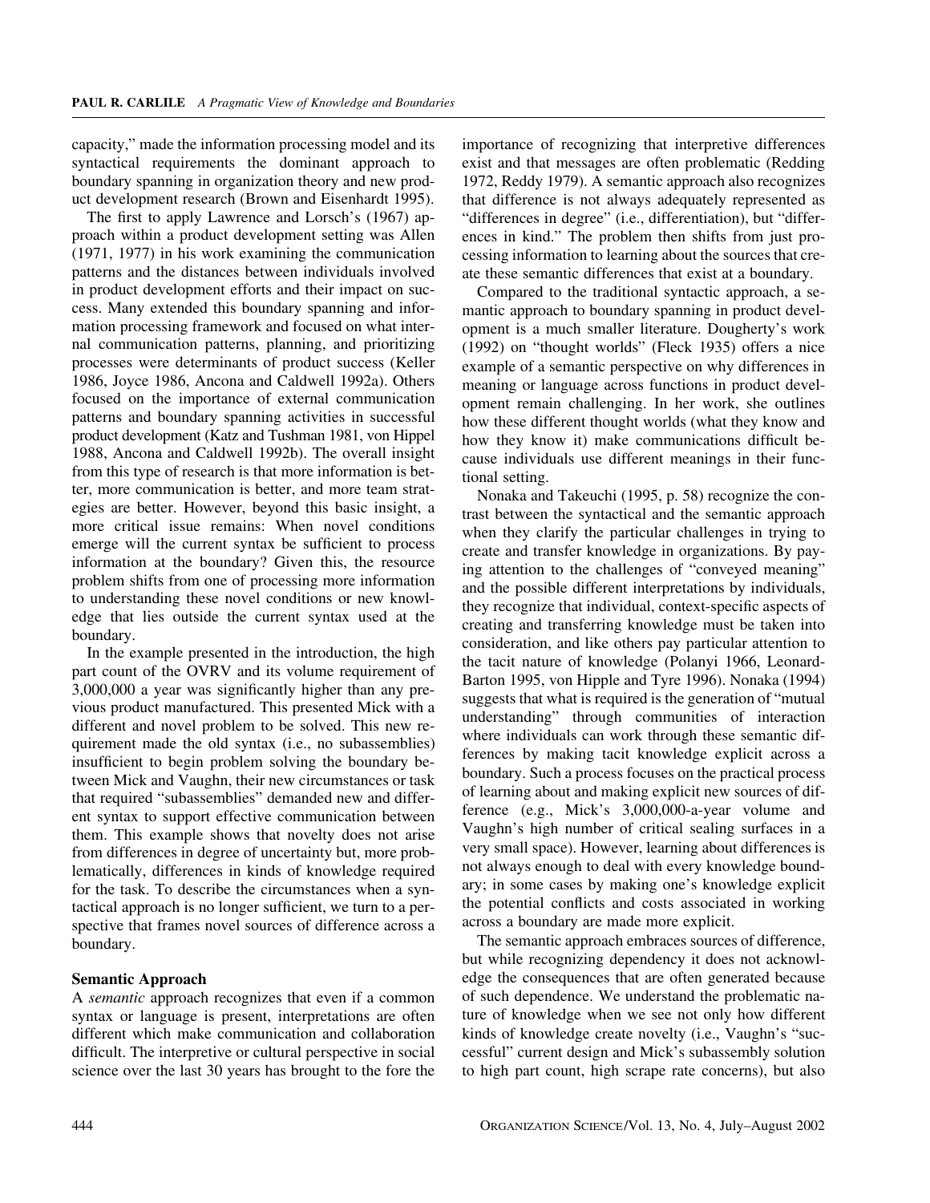capacity," made the information processing model and its syntactical requirements the dominant approach to boundary spanning in organization theory and new product development research (Brown and Eisenhardt 1995).

The first to apply Lawrence and Lorsch's (1967) approach within a product development setting was Allen (1971, 1977) in his work examining the communication patterns and the distances between individuals involved in product development efforts and their impact on success. Many extended this boundary spanning and information processing framework and focused on what internal communication patterns, planning, and prioritizing processes were determinants of product success (Keller 1986, Joyce 1986, Ancona and Caldwell 1992a). Others focused on the importance of external communication patterns and boundary spanning activities in successful product development (Katz and Tushman 1981, von Hippel 1988, Ancona and Caldwell 1992b). The overall insight from this type of research is that more information is better, more communication is better, and more team strategies are better. However, beyond this basic insight, a more critical issue remains: When novel conditions emerge will the current syntax be sufficient to process information at the boundary? Given this, the resource problem shifts from one of processing more information to understanding these novel conditions or new knowledge that lies outside the current syntax used at the boundary.

In the example presented in the introduction, the high part count of the OVRV and its volume requirement of 3,000,000 a year was significantly higher than any previous product manufactured. This presented Mick with a different and novel problem to be solved. This new requirement made the old syntax (i.e., no subassemblies) insufficient to begin problem solving the boundary between Mick and Vaughn, their new circumstances or task that required "subassemblies" demanded new and different syntax to support effective communication between them. This example shows that novelty does not arise from differences in degree of uncertainty but, more problematically, differences in kinds of knowledge required for the task. To describe the circumstances when a syntactical approach is no longer sufficient, we turn to a perspective that frames novel sources of difference across a boundary.

### Semantic Approach

A *semantic* approach recognizes that even if a common syntax or language is present, interpretations are often different which make communication and collaboration difficult. The interpretive or cultural perspective in social science over the last 30 years has brought to the fore the importance of recognizing that interpretive differences exist and that messages are often problematic (Redding 1972, Reddy 1979). A semantic approach also recognizes that difference is not always adequately represented as "differences in degree" (i.e., differentiation), but "differences in kind." The problem then shifts from just processing information to learning about the sources that create these semantic differences that exist at a boundary.

Compared to the traditional syntactic approach, a semantic approach to boundary spanning in product development is a much smaller literature. Dougherty's work (1992) on "thought worlds" (Fleck 1935) offers a nice example of a semantic perspective on why differences in meaning or language across functions in product development remain challenging. In her work, she outlines how these different thought worlds (what they know and how they know it) make communications difficult because individuals use different meanings in their functional setting.

Nonaka and Takeuchi (1995, p. 58) recognize the contrast between the syntactical and the semantic approach when they clarify the particular challenges in trying to create and transfer knowledge in organizations. By paying attention to the challenges of "conveyed meaning" and the possible different interpretations by individuals, they recognize that individual, context-specific aspects of creating and transferring knowledge must be taken into consideration, and like others pay particular attention to the tacit nature of knowledge (Polanyi 1966, Leonard-Barton 1995, von Hipple and Tyre 1996). Nonaka (1994) suggests that what is required is the generation of "mutual understanding" through communities of interaction where individuals can work through these semantic differences by making tacit knowledge explicit across a boundary. Such a process focuses on the practical process of learning about and making explicit new sources of difference (e.g., Mick's 3,000,000-a-year volume and Vaughn's high number of critical sealing surfaces in a very small space). However, learning about differences is not always enough to deal with every knowledge boundary; in some cases by making one's knowledge explicit the potential conflicts and costs associated in working across a boundary are made more explicit.

The semantic approach embraces sources of difference, but while recognizing dependency it does not acknowledge the consequences that are often generated because of such dependence. We understand the problematic nature of knowledge when we see not only how different kinds of knowledge create novelty (i.e., Vaughn's "successful" current design and Mick's subassembly solution to high part count, high scrape rate concerns), but also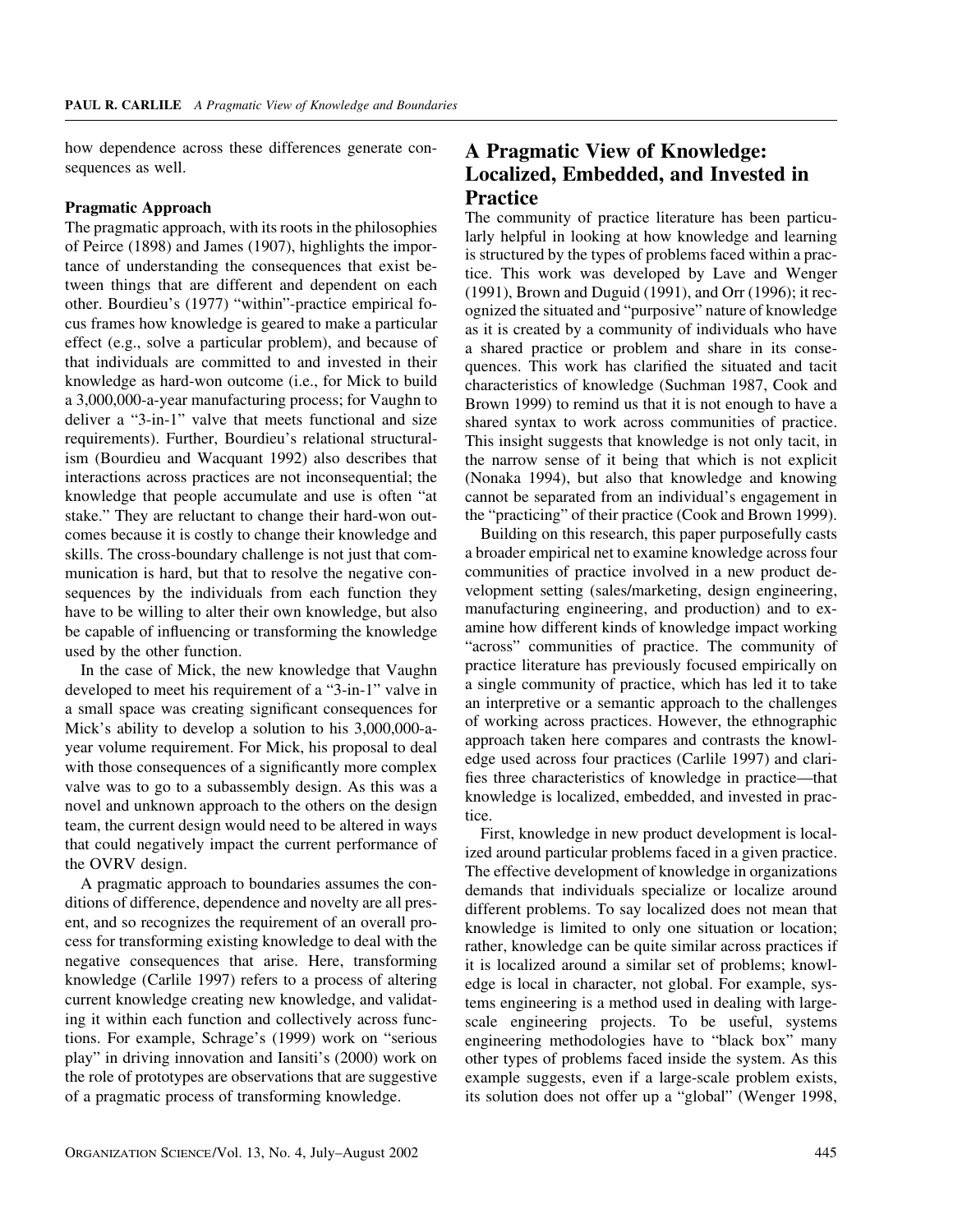how dependence across these differences generate consequences as well.

**Pragmatic Approach**

The pragmatic approach, with its roots in the philosophies of Peirce (1898) and James (1907), highlights the importance of understanding the consequences that exist between things that are different and dependent on each other. Bourdieu's (1977) "within"-practice empirical focus frames how knowledge is geared to make a particular effect (e.g., solve a particular problem), and because of that individuals are committed to and invested in their knowledge as hard-won outcome (i.e., for Mick to build a 3,000,000-a-year manufacturing process; for Vaughn to deliver a "3-in-1" valve that meets functional and size requirements). Further, Bourdieu's relational structuralism (Bourdieu and Wacquant 1992) also describes that interactions across practices are not inconsequential; the knowledge that people accumulate and use is often "at stake." They are reluctant to change their hard-won outcomes because it is costly to change their knowledge and skills. The cross-boundary challenge is not just that communication is hard, but that to resolve the negative consequences by the individuals from each function they have to be willing to alter their own knowledge, but also be capable of influencing or transforming the knowledge used by the other function.

In the case of Mick, the new knowledge that Vaughn developed to meet his requirement of a "3-in-1" valve in a small space was creating significant consequences for Mick's ability to develop a solution to his 3,000,000-a-year volume requirement. For Mick, his proposal to deal with those consequences of a significantly more complex valve was to go to a subassembly design. As this was a novel and unknown approach to the others on the design team, the current design would need to be altered in ways that could negatively impact the current performance of the OVRV design.

A pragmatic approach to boundaries assumes the conditions of difference, dependence and novelty are all present, and so recognizes the requirement of an overall process for transforming existing knowledge to deal with the negative consequences that arise. Here, transforming knowledge (Carlile 1997) refers to a process of altering current knowledge creating new knowledge, and validating it within each function and collectively across functions. For example, Schrage's (1999) work on "serious play" in driving innovation and Iansiti's (2000) work on the role of prototypes are observations that are suggestive of a pragmatic process of transforming knowledge.

## A Pragmatic View of Knowledge: Localized, Embedded, and Invested in Practice

The community of practice literature has been particularly helpful in looking at how knowledge and learning is structured by the types of problems faced within a practice. This work was developed by Lave and Wenger (1991), Brown and Duguid (1991), and Orr (1996); it recognized the situated and "purposive" nature of knowledge as it is created by a community of individuals who have a shared practice or problem and share in its consequences. This work has clarified the situated and tacit characteristics of knowledge (Suchman 1987, Cook and Brown 1999) to remind us that it is not enough to have a shared syntax to work across communities of practice. This insight suggests that knowledge is not only tacit, in the narrow sense of it being that which is not explicit (Nonaka 1994), but also that knowledge and knowing cannot be separated from an individual's engagement in the "practicing" of their practice (Cook and Brown 1999).

Building on this research, this paper purposefully casts a broader empirical net to examine knowledge across four communities of practice involved in a new product development setting (sales/marketing, design engineering, manufacturing engineering, and production) and to examine how different kinds of knowledge impact working "across" communities of practice. The community of practice literature has previously focused empirically on a single community of practice, which has led it to take an interpretive or a semantic approach to the challenges of working across practices. However, the ethnographic approach taken here compares and contrasts the knowledge used across four practices (Carlile 1997) and clarifies three characteristics of knowledge in practice—that knowledge is localized, embedded, and invested in practice.

First, knowledge in new product development is localized around particular problems faced in a given practice. The effective development of knowledge in organizations demands that individuals specialize or localize around different problems. To say localized does not mean that knowledge is limited to only one situation or location; rather, knowledge can be quite similar across practices if it is localized around a similar set of problems; knowledge is local in character, not global. For example, systems engineering is a method used in dealing with large-scale engineering projects. To be useful, systems engineering methodologies have to "black box" many other types of problems faced inside the system. As this example suggests, even if a large-scale problem exists, its solution does not offer up a "global" (Wenger 1998,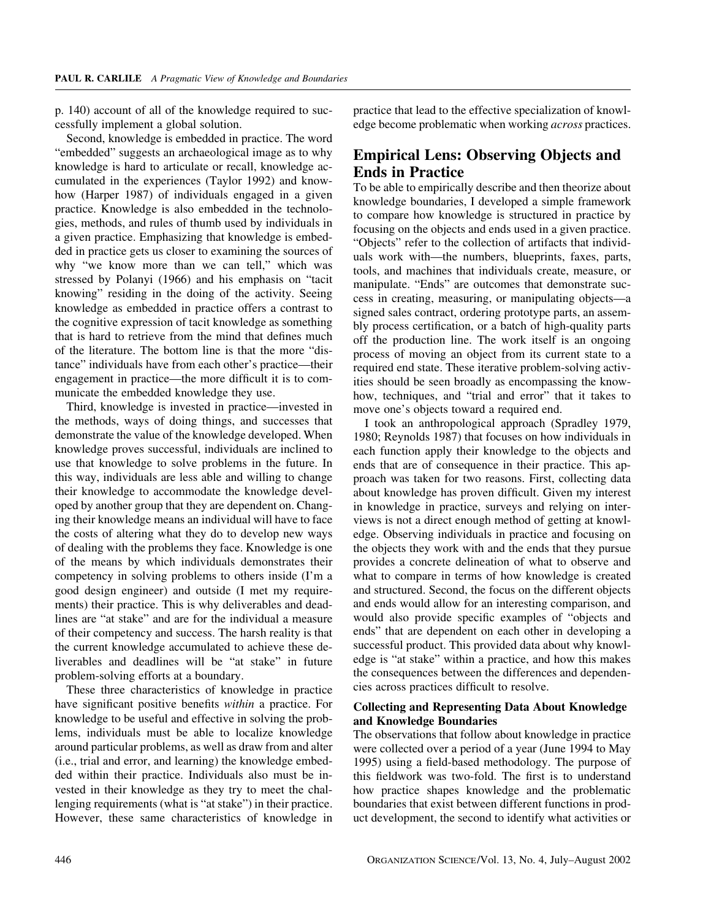p. 140) account of all of the knowledge required to successfully implement a global solution.

Second, knowledge is embedded in practice. The word "embedded" suggests an archaeological image as to why knowledge is hard to articulate or recall, knowledge accumulated in the experiences (Taylor 1992) and know-how (Harper 1987) of individuals engaged in a given practice. Knowledge is also embedded in the technologies, methods, and rules of thumb used by individuals in a given practice. Emphasizing that knowledge is embedded in practice gets us closer to examining the sources of why "we know more than we can tell," which was stressed by Polanyi (1966) and his emphasis on "tacit knowing" residing in the doing of the activity. Seeing knowledge as embedded in practice offers a contrast to the cognitive expression of tacit knowledge as something that is hard to retrieve from the mind that defines much of the literature. The bottom line is that the more "distance" individuals have from each other's practice—their engagement in practice—the more difficult it is to communicate the embedded knowledge they use.

Third, knowledge is invested in practice—invested in the methods, ways of doing things, and successes that demonstrate the value of the knowledge developed. When knowledge proves successful, individuals are inclined to use that knowledge to solve problems in the future. In this way, individuals are less able and willing to change their knowledge to accommodate the knowledge developed by another group that they are dependent on. Changing their knowledge means an individual will have to face the costs of altering what they do to develop new ways of dealing with the problems they face. Knowledge is one of the means by which individuals demonstrates their competency in solving problems to others inside (I'm a good design engineer) and outside (I met my requirements) their practice. This is why deliverables and deadlines are "at stake" and are for the individual a measure of their competency and success. The harsh reality is that the current knowledge accumulated to achieve these deliverables and deadlines will be "at stake" in future problem-solving efforts at a boundary.

These three characteristics of knowledge in practice have significant positive benefits *within* a practice. For knowledge to be useful and effective in solving the problems, individuals must be able to localize knowledge around particular problems, as well as draw from and alter (i.e., trial and error, and learning) the knowledge embedded within their practice. Individuals also must be invested in their knowledge as they try to meet the challenging requirements (what is "at stake") in their practice. However, these same characteristics of knowledge in practice that lead to the effective specialization of knowledge become problematic when working *across* practices.

## Empirical Lens: Observing Objects and Ends in Practice

To be able to empirically describe and then theorize about knowledge boundaries, I developed a simple framework to compare how knowledge is structured in practice by focusing on the objects and ends used in a given practice. "Objects" refer to the collection of artifacts that individuals work with—the numbers, blueprints, faxes, parts, tools, and machines that individuals create, measure, or manipulate. "Ends" are outcomes that demonstrate success in creating, measuring, or manipulating objects—a signed sales contract, ordering prototype parts, an assembly process certification, or a batch of high-quality parts off the production line. The work itself is an ongoing process of moving an object from its current state to a required end state. These iterative problem-solving activities should be seen broadly as encompassing the know-how, techniques, and "trial and error" that it takes to move one's objects toward a required end.

I took an anthropological approach (Spradley 1979, 1980; Reynolds 1987) that focuses on how individuals in each function apply their knowledge to the objects and ends that are of consequence in their practice. This approach was taken for two reasons. First, collecting data about knowledge has proven difficult. Given my interest in knowledge in practice, surveys and relying on interviews is not a direct enough method of getting at knowledge. Observing individuals in practice and focusing on the objects they work with and the ends that they pursue provides a concrete delineation of what to observe and what to compare in terms of how knowledge is created and structured. Second, the focus on the different objects and ends would allow for an interesting comparison, and would also provide specific examples of "objects and ends" that are dependent on each other in developing a successful product. This provided data about why knowledge is "at stake" within a practice, and how this makes the consequences between the differences and dependencies across practices difficult to resolve.

### Collecting and Representing Data About Knowledge and Knowledge Boundaries

The observations that follow about knowledge in practice were collected over a period of a year (June 1994 to May 1995) using a field-based methodology. The purpose of this fieldwork was two-fold. The first is to understand how practice shapes knowledge and the problematic boundaries that exist between different functions in product development, the second to identify what activities or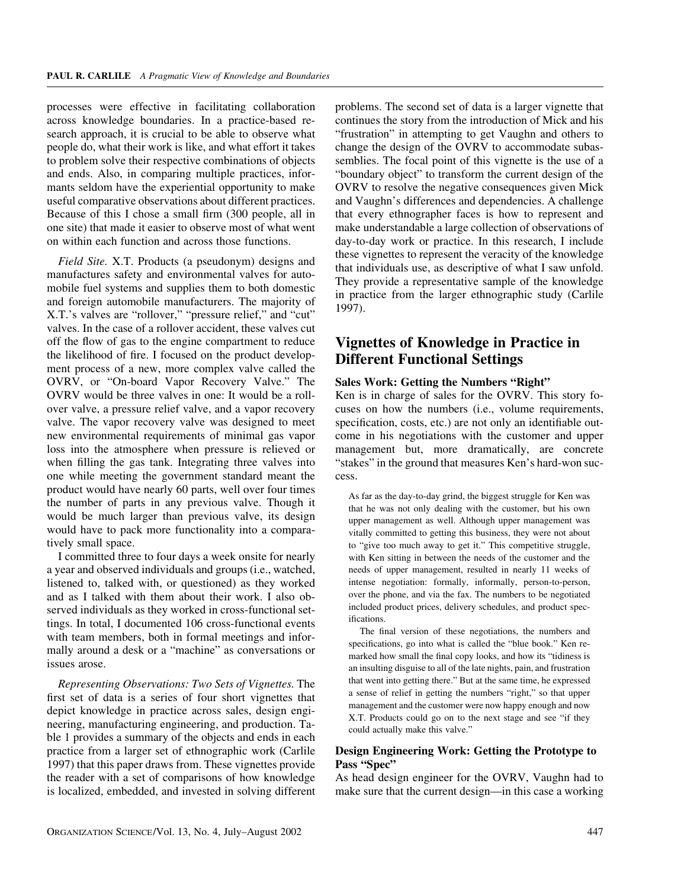processes were effective in facilitating collaboration across knowledge boundaries. In a practice-based research approach, it is crucial to be able to observe what people do, what their work is like, and what effort it takes to problem solve their respective combinations of objects and ends. Also, in comparing multiple practices, informants seldom have the experiential opportunity to make useful comparative observations about different practices. Because of this I chose a small firm (300 people, all in one site) that made it easier to observe most of what went on within each function and across those functions.

*Field Site.* X.T. Products (a pseudonym) designs and manufactures safety and environmental valves for automobile fuel systems and supplies them to both domestic and foreign automobile manufacturers. The majority of X.T.'s valves are "rollover," "pressure relief," and "cut" valves. In the case of a rollover accident, these valves cut off the flow of gas to the engine compartment to reduce the likelihood of fire. I focused on the product development process of a new, more complex valve called the OVRV, or "On-board Vapor Recovery Valve." The OVRV would be three valves in one: It would be a rollover valve, a pressure relief valve, and a vapor recovery valve. The vapor recovery valve was designed to meet new environmental requirements of minimal gas vapor loss into the atmosphere when pressure is relieved or when filling the gas tank. Integrating three valves into one while meeting the government standard meant the product would have nearly 60 parts, well over four times the number of parts in any previous valve. Though it would be much larger than previous valve, its design would have to pack more functionality into a comparatively small space.

I committed three to four days a week onsite for nearly a year and observed individuals and groups (i.e., watched, listened to, talked with, or questioned) as they worked and as I talked with them about their work. I also observed individuals as they worked in cross-functional settings. In total, I documented 106 cross-functional events with team members, both in formal meetings and informally around a desk or a "machine" as conversations or issues arose.

*Representing Observations: Two Sets of Vignettes.* The first set of data is a series of four short vignettes that depict knowledge in practice across sales, design engineering, manufacturing engineering, and production. Table 1 provides a summary of the objects and ends in each practice from a larger set of ethnographic work (Carlile 1997) that this paper draws from. These vignettes provide the reader with a set of comparisons of how knowledge is localized, embedded, and invested in solving different problems. The second set of data is a larger vignette that continues the story from the introduction of Mick and his "frustration" in attempting to get Vaughn and others to change the design of the OVRV to accommodate subassemblies. The focal point of this vignette is the use of a "boundary object" to transform the current design of the OVRV to resolve the negative consequences given Mick and Vaughn's differences and dependencies. A challenge that every ethnographer faces is how to represent and make understandable a large collection of observations of day-to-day work or practice. In this research, I include these vignettes to represent the veracity of the knowledge that individuals use, as descriptive of what I saw unfold. They provide a representative sample of the knowledge in practice from the larger ethnographic study (Carlile 1997).

## Vignettes of Knowledge in Practice in Different Functional Settings

### Sales Work: Getting the Numbers "Right"

Ken is in charge of sales for the OVRV. This story focuses on how the numbers (i.e., volume requirements, specification, costs, etc.) are not only an identifiable outcome in his negotiations with the customer and upper management but, more dramatically, are concrete "stakes" in the ground that measures Ken's hard-won success.

> As far as the day-to-day grind, the biggest struggle for Ken was that he was not only dealing with the customer, but his own upper management as well. Although upper management was vitally committed to getting this business, they were not about to "give too much away to get it." This competitive struggle, with Ken sitting in between the needs of the customer and the needs of upper management, resulted in nearly 11 weeks of intense negotiation: formally, informally, person-to-person, over the phone, and via the fax. The numbers to be negotiated included product prices, delivery schedules, and product specifications.
>
> The final version of these negotiations, the numbers and specifications, go into what is called the "blue book." Ken remarked how small the final copy looks, and how its "tidiness is an insulting disguise to all of the late nights, pain, and frustration that went into getting there." But at the same time, he expressed a sense of relief in getting the numbers "right," so that upper management and the customer were now happy enough and now X.T. Products could go on to the next stage and see "if they could actually make this valve."

### Design Engineering Work: Getting the Prototype to Pass "Spec"

As head design engineer for the OVRV, Vaughn had to make sure that the current design—in this case a working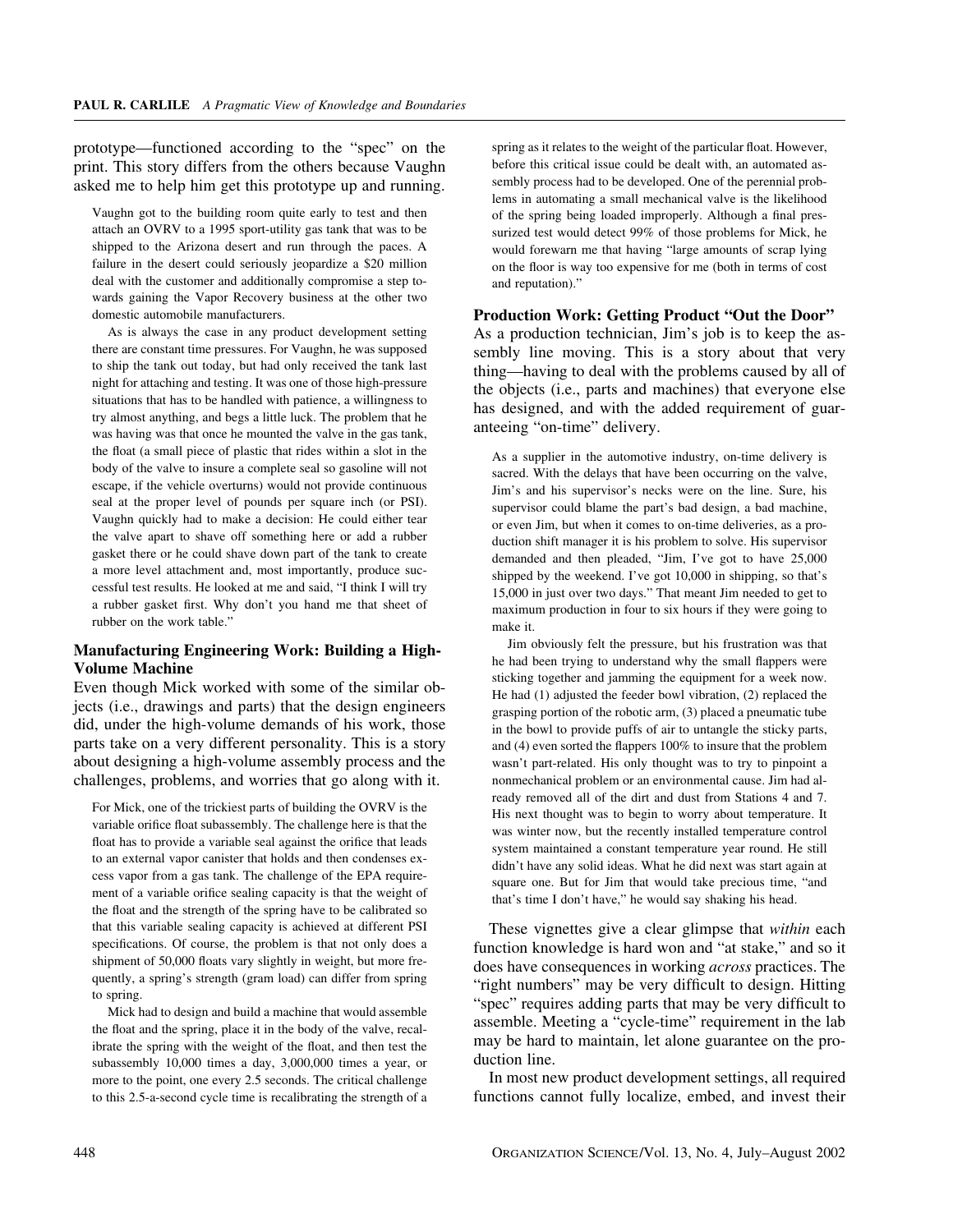prototype—functioned according to the "spec" on the print. This story differs from the others because Vaughn asked me to help him get this prototype up and running.

> Vaughn got to the building room quite early to test and then attach an OVRV to a 1995 sport-utility gas tank that was to be shipped to the Arizona desert and run through the paces. A failure in the desert could seriously jeopardize a $20 million deal with the customer and additionally compromise a step towards gaining the Vapor Recovery business at the other two domestic automobile manufacturers.
>
> As is always the case in any product development setting there are constant time pressures. For Vaughn, he was supposed to ship the tank out today, but had only received the tank last night for attaching and testing. It was one of those high-pressure situations that has to be handled with patience, a willingness to try almost anything, and begs a little luck. The problem that he was having was that once he mounted the valve in the gas tank, the float (a small piece of plastic that rides within a slot in the body of the valve to insure a complete seal so gasoline will not escape, if the vehicle overturns) would not provide continuous seal at the proper level of pounds per square inch (or PSI). Vaughn quickly had to make a decision: He could either tear the valve apart to shave off something here or add a rubber gasket there or he could shave down part of the tank to create a more level attachment and, most importantly, produce successful test results. He looked at me and said, "I think I will try a rubber gasket first. Why don't you hand me that sheet of rubber on the work table."

### Manufacturing Engineering Work: Building a High-Volume Machine

Even though Mick worked with some of the similar objects (i.e., drawings and parts) that the design engineers did, under the high-volume demands of his work, those parts take on a very different personality. This is a story about designing a high-volume assembly process and the challenges, problems, and worries that go along with it.

> For Mick, one of the trickiest parts of building the OVRV is the variable orifice float subassembly. The challenge here is that the float has to provide a variable seal against the orifice that leads to an external vapor canister that holds and then condenses excess vapor from a gas tank. The challenge of the EPA requirement of a variable orifice sealing capacity is that the weight of the float and the strength of the spring have to be calibrated so that this variable sealing capacity is achieved at different PSI specifications. Of course, the problem is that not only does a shipment of 50,000 floats vary slightly in weight, but more frequently, a spring's strength (gram load) can differ from spring to spring.
>
> Mick had to design and build a machine that would assemble the float and the spring, place it in the body of the valve, recalibrate the spring with the weight of the float, and then test the subassembly 10,000 times a day, 3,000,000 times a year, or more to the point, one every 2.5 seconds. The critical challenge to this 2.5-a-second cycle time is recalibrating the strength of a spring as it relates to the weight of the particular float. However, before this critical issue could be dealt with, an automated assembly process had to be developed. One of the perennial problems in automating a small mechanical valve is the likelihood of the spring being loaded improperly. Although a final pressurized test would detect 99% of those problems for Mick, he would forewarn me that having "large amounts of scrap lying on the floor is way too expensive for me (both in terms of cost and reputation)."

### Production Work: Getting Product "Out the Door"

As a production technician, Jim's job is to keep the assembly line moving. This is a story about that very thing—having to deal with the problems caused by all of the objects (i.e., parts and machines) that everyone else has designed, and with the added requirement of guaranteeing "on-time" delivery.

> As a supplier in the automotive industry, on-time delivery is sacred. With the delays that have been occurring on the valve, Jim's and his supervisor's necks were on the line. Sure, his supervisor could blame the part's bad design, a bad machine, or even Jim, but when it comes to on-time deliveries, as a production shift manager it is his problem to solve. His supervisor demanded and then pleaded, "Jim, I've got to have 25,000 shipped by the weekend. I've got 10,000 in shipping, so that's 15,000 in just over two days." That meant Jim needed to get to maximum production in four to six hours if they were going to make it.
>
> Jim obviously felt the pressure, but his frustration was that he had been trying to understand why the small flappers were sticking together and jamming the equipment for a week now. He had (1) adjusted the feeder bowl vibration, (2) replaced the grasping portion of the robotic arm, (3) placed a pneumatic tube in the bowl to provide puffs of air to untangle the sticky parts, and (4) even sorted the flappers 100% to insure that the problem wasn't part-related. His only thought was to try to pinpoint a nonmechanical problem or an environmental cause. Jim had already removed all of the dirt and dust from Stations 4 and 7. His next thought was to begin to worry about temperature. It was winter now, but the recently installed temperature control system maintained a constant temperature year round. He still didn't have any solid ideas. What he did next was start again at square one. But for Jim that would take precious time, "and that's time I don't have," he would say shaking his head.

These vignettes give a clear glimpse that *within* each function knowledge is hard won and "at stake," and so it does have consequences in working *across* practices. The "right numbers" may be very difficult to design. Hitting "spec" requires adding parts that may be very difficult to assemble. Meeting a "cycle-time" requirement in the lab may be hard to maintain, let alone guarantee on the production line.

In most new product development settings, all required functions cannot fully localize, embed, and invest their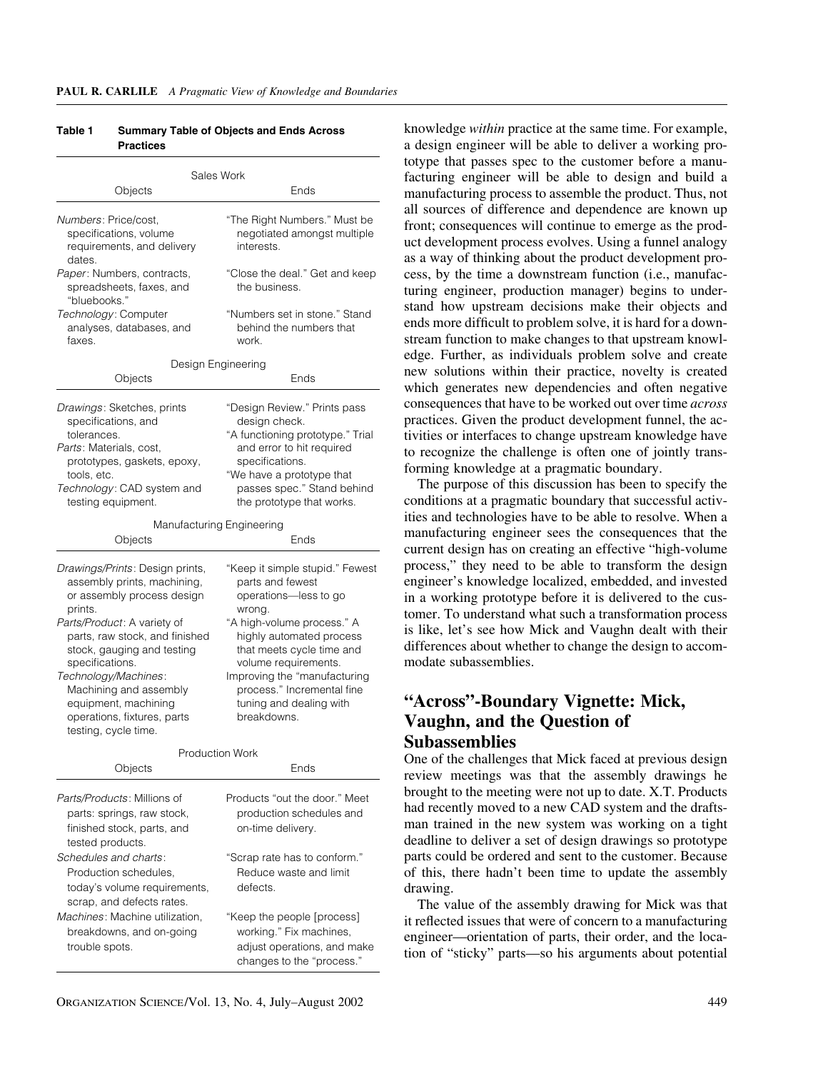**Table 1 Summary Table of Objects and Ends Across Practices**

| Objects | Ends |
|---|---|
| **Sales Work** | |
| *Numbers*: Price/cost, specifications, volume requirements, and delivery dates. | "The Right Numbers." Must be negotiated amongst multiple interests. |
| *Paper*: Numbers, contracts, spreadsheets, faxes, and "bluebooks." | "Close the deal." Get and keep the business. |
| *Technology*: Computer analyses, databases, and faxes. | "Numbers set in stone." Stand behind the numbers that work. |
| **Design Engineering** | |
| *Drawings*: Sketches, prints specifications, and tolerances. | "Design Review." Prints pass design check. |
| *Parts*: Materials, cost, prototypes, gaskets, epoxy, tools, etc. | "A functioning prototype." Trial and error to hit required specifications. |
| *Technology*: CAD system and testing equipment. | "We have a prototype that passes spec." Stand behind the prototype that works. |
| **Manufacturing Engineering** | |
| *Drawings/Prints*: Design prints, assembly prints, machining, or assembly process design prints. | "Keep it simple stupid." Fewest parts and fewest operations—less to go wrong. |
| *Parts/Product*: A variety of parts, raw stock, and finished stock, gauging and testing specifications. | "A high-volume process." A highly automated process that meets cycle time and volume requirements. |
| *Technology/Machines*: Machining and assembly equipment, machining operations, fixtures, parts testing, cycle time. | Improving the "manufacturing process." Incremental fine tuning and dealing with breakdowns. |
| **Production Work** | |
| *Parts/Products*: Millions of parts: springs, raw stock, finished stock, parts, and tested products. | Products "out the door." Meet production schedules and on-time delivery. |
| *Schedules and charts*: Production schedules, today's volume requirements, scrap, and defects rates. | "Scrap rate has to conform." Reduce waste and limit defects. |
| *Machines*: Machine utilization, breakdowns, and on-going trouble spots. | "Keep the people [process] working." Fix machines, adjust operations, and make changes to the "process." |

knowledge *within* practice at the same time. For example, a design engineer will be able to deliver a working prototype that passes spec to the customer before a manufacturing engineer will be able to design and build a manufacturing process to assemble the product. Thus, not all sources of difference and dependence are known up front; consequences will continue to emerge as the product development process evolves. Using a funnel analogy as a way of thinking about the product development process, by the time a downstream function (i.e., manufacturing engineer, production manager) begins to understand how upstream decisions make their objects and ends more difficult to problem solve, it is hard for a downstream function to make changes to that upstream knowledge. Further, as individuals problem solve and create new solutions within their practice, novelty is created which generates new dependencies and often negative consequences that have to be worked out over time *across* practices. Given the product development funnel, the activities or interfaces to change upstream knowledge have to recognize the challenge is often one of jointly transforming knowledge at a pragmatic boundary.

The purpose of this discussion has been to specify the conditions at a pragmatic boundary that successful activities and technologies have to be able to resolve. When a manufacturing engineer sees the consequences that the current design has on creating an effective "high-volume process," they need to be able to transform the design engineer's knowledge localized, embedded, and invested in a working prototype before it is delivered to the customer. To understand what such a transformation process is like, let's see how Mick and Vaughn dealt with their differences about whether to change the design to accommodate subassemblies.

## "Across"-Boundary Vignette: Mick, Vaughn, and the Question of Subassemblies

One of the challenges that Mick faced at previous design review meetings was that the assembly drawings he brought to the meeting were not up to date. X.T. Products had recently moved to a new CAD system and the draftsman trained in the new system was working on a tight deadline to deliver a set of design drawings so prototype parts could be ordered and sent to the customer. Because of this, there hadn't been time to update the assembly drawing.

The value of the assembly drawing for Mick was that it reflected issues that were of concern to a manufacturing engineer—orientation of parts, their order, and the location of "sticky" parts—so his arguments about potential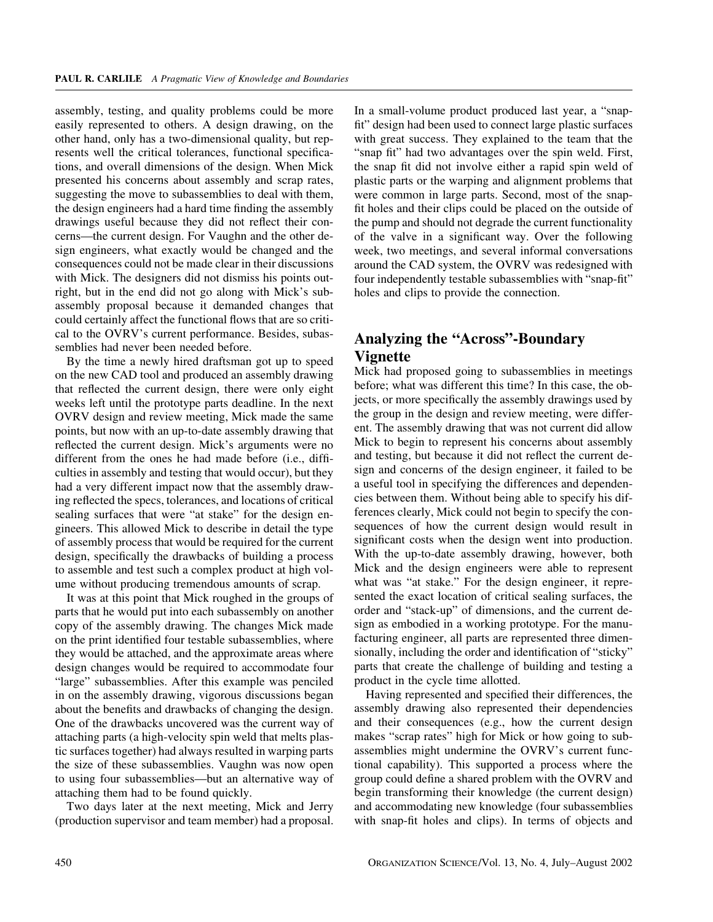assembly, testing, and quality problems could be more easily represented to others. A design drawing, on the other hand, only has a two-dimensional quality, but represents well the critical tolerances, functional specifications, and overall dimensions of the design. When Mick presented his concerns about assembly and scrap rates, suggesting the move to subassemblies to deal with them, the design engineers had a hard time finding the assembly drawings useful because they did not reflect their concerns—the current design. For Vaughn and the other design engineers, what exactly would be changed and the consequences could not be made clear in their discussions with Mick. The designers did not dismiss his points outright, but in the end did not go along with Mick's subassembly proposal because it demanded changes that could certainly affect the functional flows that are so critical to the OVRV's current performance. Besides, subassemblies had never been needed before.

By the time a newly hired draftsman got up to speed on the new CAD tool and produced an assembly drawing that reflected the current design, there were only eight weeks left until the prototype parts deadline. In the next OVRV design and review meeting, Mick made the same points, but now with an up-to-date assembly drawing that reflected the current design. Mick's arguments were no different from the ones he had made before (i.e., difficulties in assembly and testing that would occur), but they had a very different impact now that the assembly drawing reflected the specs, tolerances, and locations of critical sealing surfaces that were "at stake" for the design engineers. This allowed Mick to describe in detail the type of assembly process that would be required for the current design, specifically the drawbacks of building a process to assemble and test such a complex product at high volume without producing tremendous amounts of scrap.

It was at this point that Mick roughed in the groups of parts that he would put into each subassembly on another copy of the assembly drawing. The changes Mick made on the print identified four testable subassemblies, where they would be attached, and the approximate areas where design changes would be required to accommodate four "large" subassemblies. After this example was penciled in on the assembly drawing, vigorous discussions began about the benefits and drawbacks of changing the design. One of the drawbacks uncovered was the current way of attaching parts (a high-velocity spin weld that melts plastic surfaces together) had always resulted in warping parts the size of these subassemblies. Vaughn was now open to using four subassemblies—but an alternative way of attaching them had to be found quickly.

Two days later at the next meeting, Mick and Jerry (production supervisor and team member) had a proposal. In a small-volume product produced last year, a "snap-fit" design had been used to connect large plastic surfaces with great success. They explained to the team that the "snap fit" had two advantages over the spin weld. First, the snap fit did not involve either a rapid spin weld of plastic parts or the warping and alignment problems that were common in large parts. Second, most of the snap-fit holes and their clips could be placed on the outside of the pump and should not degrade the current functionality of the valve in a significant way. Over the following week, two meetings, and several informal conversations around the CAD system, the OVRV was redesigned with four independently testable subassemblies with "snap-fit" holes and clips to provide the connection.

## Analyzing the "Across"-Boundary Vignette

Mick had proposed going to subassemblies in meetings before; what was different this time? In this case, the objects, or more specifically the assembly drawings used by the group in the design and review meeting, were different. The assembly drawing that was not current did allow Mick to begin to represent his concerns about assembly and testing, but because it did not reflect the current design and concerns of the design engineer, it failed to be a useful tool in specifying the differences and dependencies between them. Without being able to specify his differences clearly, Mick could not begin to specify the consequences of how the current design would result in significant costs when the design went into production. With the up-to-date assembly drawing, however, both Mick and the design engineers were able to represent what was "at stake." For the design engineer, it represented the exact location of critical sealing surfaces, the order and "stack-up" of dimensions, and the current design as embodied in a working prototype. For the manufacturing engineer, all parts are represented three dimensionally, including the order and identification of "sticky" parts that create the challenge of building and testing a product in the cycle time allotted.

Having represented and specified their differences, the assembly drawing also represented their dependencies and their consequences (e.g., how the current design makes "scrap rates" high for Mick or how going to subassemblies might undermine the OVRV's current functional capability). This supported a process where the group could define a shared problem with the OVRV and begin transforming their knowledge (the current design) and accommodating new knowledge (four subassemblies with snap-fit holes and clips). In terms of objects and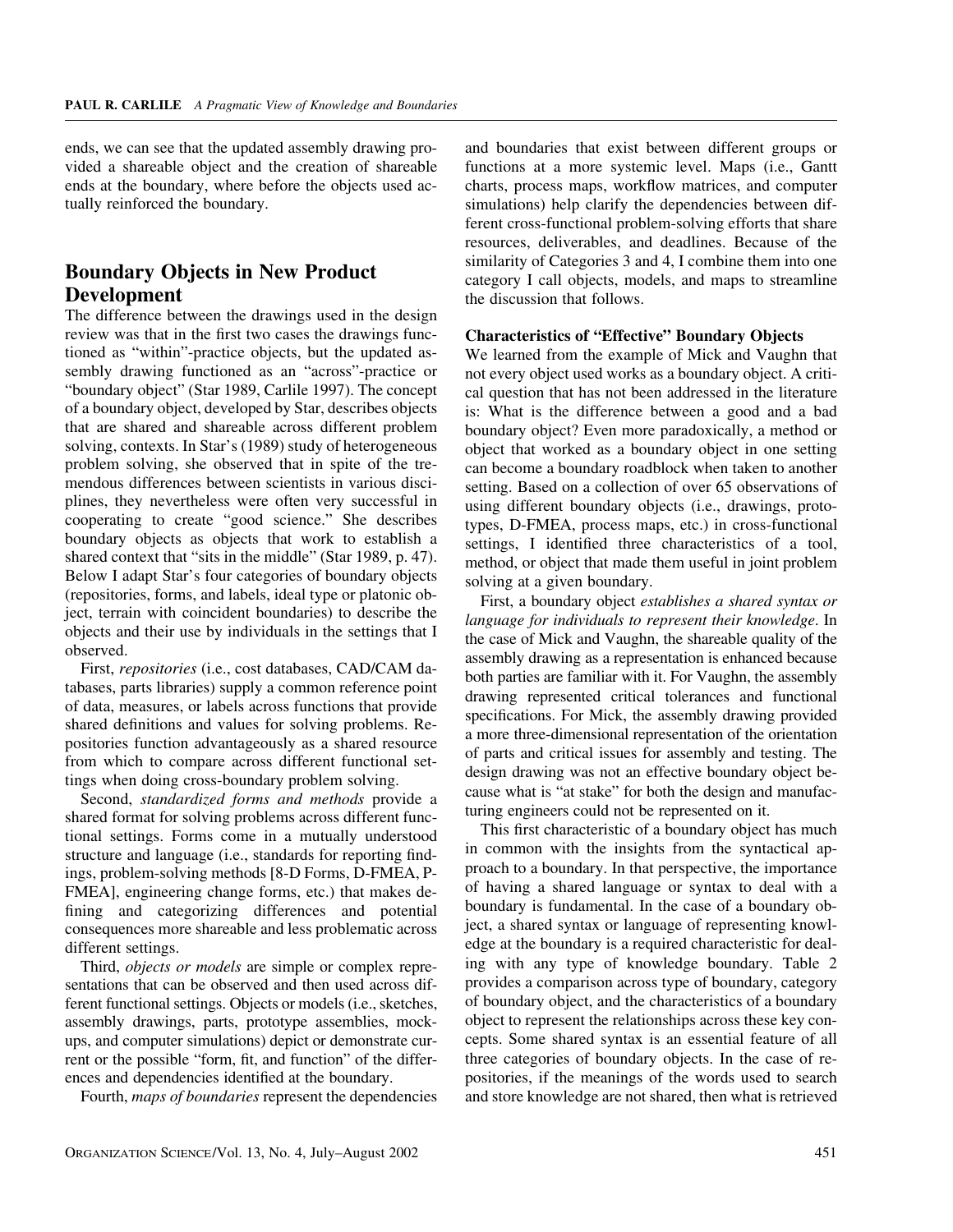ends, we can see that the updated assembly drawing provided a shareable object and the creation of shareable ends at the boundary, where before the objects used actually reinforced the boundary.

## Boundary Objects in New Product Development

The difference between the drawings used in the design review was that in the first two cases the drawings functioned as "within"-practice objects, but the updated assembly drawing functioned as an "across"-practice or "boundary object" (Star 1989, Carlile 1997). The concept of a boundary object, developed by Star, describes objects that are shared and shareable across different problem solving, contexts. In Star's (1989) study of heterogeneous problem solving, she observed that in spite of the tremendous differences between scientists in various disciplines, they nevertheless were often very successful in cooperating to create "good science." She describes boundary objects as objects that work to establish a shared context that "sits in the middle" (Star 1989, p. 47). Below I adapt Star's four categories of boundary objects (repositories, forms, and labels, ideal type or platonic object, terrain with coincident boundaries) to describe the objects and their use by individuals in the settings that I observed.

First, *repositories* (i.e., cost databases, CAD/CAM databases, parts libraries) supply a common reference point of data, measures, or labels across functions that provide shared definitions and values for solving problems. Repositories function advantageously as a shared resource from which to compare across different functional settings when doing cross-boundary problem solving.

Second, *standardized forms and methods* provide a shared format for solving problems across different functional settings. Forms come in a mutually understood structure and language (i.e., standards for reporting findings, problem-solving methods [8-D Forms, D-FMEA, P-FMEA], engineering change forms, etc.) that makes defining and categorizing differences and potential consequences more shareable and less problematic across different settings.

Third, *objects or models* are simple or complex representations that can be observed and then used across different functional settings. Objects or models (i.e., sketches, assembly drawings, parts, prototype assemblies, mock-ups, and computer simulations) depict or demonstrate current or the possible "form, fit, and function" of the differences and dependencies identified at the boundary.

Fourth, *maps of boundaries* represent the dependencies and boundaries that exist between different groups or functions at a more systemic level. Maps (i.e., Gantt charts, process maps, workflow matrices, and computer simulations) help clarify the dependencies between different cross-functional problem-solving efforts that share resources, deliverables, and deadlines. Because of the similarity of Categories 3 and 4, I combine them into one category I call objects, models, and maps to streamline the discussion that follows.

### Characteristics of "Effective" Boundary Objects

We learned from the example of Mick and Vaughn that not every object used works as a boundary object. A critical question that has not been addressed in the literature is: What is the difference between a good and a bad boundary object? Even more paradoxically, a method or object that worked as a boundary object in one setting can become a boundary roadblock when taken to another setting. Based on a collection of over 65 observations of using different boundary objects (i.e., drawings, prototypes, D-FMEA, process maps, etc.) in cross-functional settings, I identified three characteristics of a tool, method, or object that made them useful in joint problem solving at a given boundary.

First, a boundary object *establishes a shared syntax or language for individuals to represent their knowledge*. In the case of Mick and Vaughn, the shareable quality of the assembly drawing as a representation is enhanced because both parties are familiar with it. For Vaughn, the assembly drawing represented critical tolerances and functional specifications. For Mick, the assembly drawing provided a more three-dimensional representation of the orientation of parts and critical issues for assembly and testing. The design drawing was not an effective boundary object because what is "at stake" for both the design and manufacturing engineers could not be represented on it.

This first characteristic of a boundary object has much in common with the insights from the syntactical approach to a boundary. In that perspective, the importance of having a shared language or syntax to deal with a boundary is fundamental. In the case of a boundary object, a shared syntax or language of representing knowledge at the boundary is a required characteristic for dealing with any type of knowledge boundary. Table 2 provides a comparison across type of boundary, category of boundary object, and the characteristics of a boundary object to represent the relationships across these key concepts. Some shared syntax is an essential feature of all three categories of boundary objects. In the case of repositories, if the meanings of the words used to search and store knowledge are not shared, then what is retrieved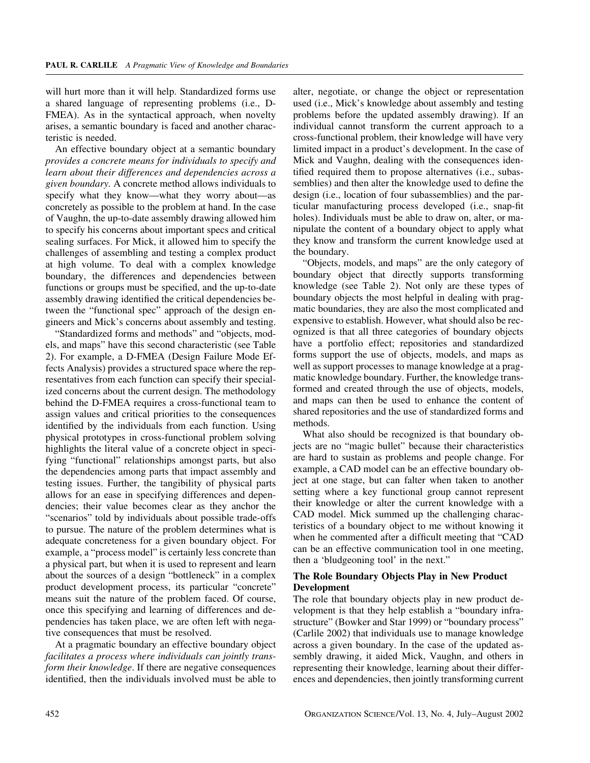will hurt more than it will help. Standardized forms use a shared language of representing problems (i.e., D-FMEA). As in the syntactical approach, when novelty arises, a semantic boundary is faced and another characteristic is needed.

An effective boundary object at a semantic boundary *provides a concrete means for individuals to specify and learn about their differences and dependencies across a given boundary.* A concrete method allows individuals to specify what they know—what they worry about—as concretely as possible to the problem at hand. In the case of Vaughn, the up-to-date assembly drawing allowed him to specify his concerns about important specs and critical sealing surfaces. For Mick, it allowed him to specify the challenges of assembling and testing a complex product at high volume. To deal with a complex knowledge boundary, the differences and dependencies between functions or groups must be specified, and the up-to-date assembly drawing identified the critical dependencies between the "functional spec" approach of the design engineers and Mick's concerns about assembly and testing.

"Standardized forms and methods" and "objects, models, and maps" have this second characteristic (see Table 2). For example, a D-FMEA (Design Failure Mode Effects Analysis) provides a structured space where the representatives from each function can specify their specialized concerns about the current design. The methodology behind the D-FMEA requires a cross-functional team to assign values and critical priorities to the consequences identified by the individuals from each function. Using physical prototypes in cross-functional problem solving highlights the literal value of a concrete object in specifying "functional" relationships amongst parts, but also the dependencies among parts that impact assembly and testing issues. Further, the tangibility of physical parts allows for an ease in specifying differences and dependencies; their value becomes clear as they anchor the "scenarios" told by individuals about possible trade-offs to pursue. The nature of the problem determines what is adequate concreteness for a given boundary object. For example, a "process model" is certainly less concrete than a physical part, but when it is used to represent and learn about the sources of a design "bottleneck" in a complex product development process, its particular "concrete" means suit the nature of the problem faced. Of course, once this specifying and learning of differences and dependencies has taken place, we are often left with negative consequences that must be resolved.

At a pragmatic boundary an effective boundary object *facilitates a process where individuals can jointly transform their knowledge*. If there are negative consequences identified, then the individuals involved must be able to alter, negotiate, or change the object or representation used (i.e., Mick's knowledge about assembly and testing problems before the updated assembly drawing). If an individual cannot transform the current approach to a cross-functional problem, their knowledge will have very limited impact in a product's development. In the case of Mick and Vaughn, dealing with the consequences identified required them to propose alternatives (i.e., subassemblies) and then alter the knowledge used to define the design (i.e., location of four subassemblies) and the particular manufacturing process developed (i.e., snap-fit holes). Individuals must be able to draw on, alter, or manipulate the content of a boundary object to apply what they know and transform the current knowledge used at the boundary.

"Objects, models, and maps" are the only category of boundary object that directly supports transforming knowledge (see Table 2). Not only are these types of boundary objects the most helpful in dealing with pragmatic boundaries, they are also the most complicated and expensive to establish. However, what should also be recognized is that all three categories of boundary objects have a portfolio effect; repositories and standardized forms support the use of objects, models, and maps as well as support processes to manage knowledge at a pragmatic knowledge boundary. Further, the knowledge transformed and created through the use of objects, models, and maps can then be used to enhance the content of shared repositories and the use of standardized forms and methods.

What also should be recognized is that boundary objects are no "magic bullet" because their characteristics are hard to sustain as problems and people change. For example, a CAD model can be an effective boundary object at one stage, but can falter when taken to another setting where a key functional group cannot represent their knowledge or alter the current knowledge with a CAD model. Mick summed up the challenging characteristics of a boundary object to me without knowing it when he commented after a difficult meeting that "CAD can be an effective communication tool in one meeting, then a 'bludgeoning tool' in the next."

### The Role Boundary Objects Play in New Product Development

The role that boundary objects play in new product development is that they help establish a "boundary infrastructure" (Bowker and Star 1999) or "boundary process" (Carlile 2002) that individuals use to manage knowledge across a given boundary. In the case of the updated assembly drawing, it aided Mick, Vaughn, and others in representing their knowledge, learning about their differences and dependencies, then jointly transforming current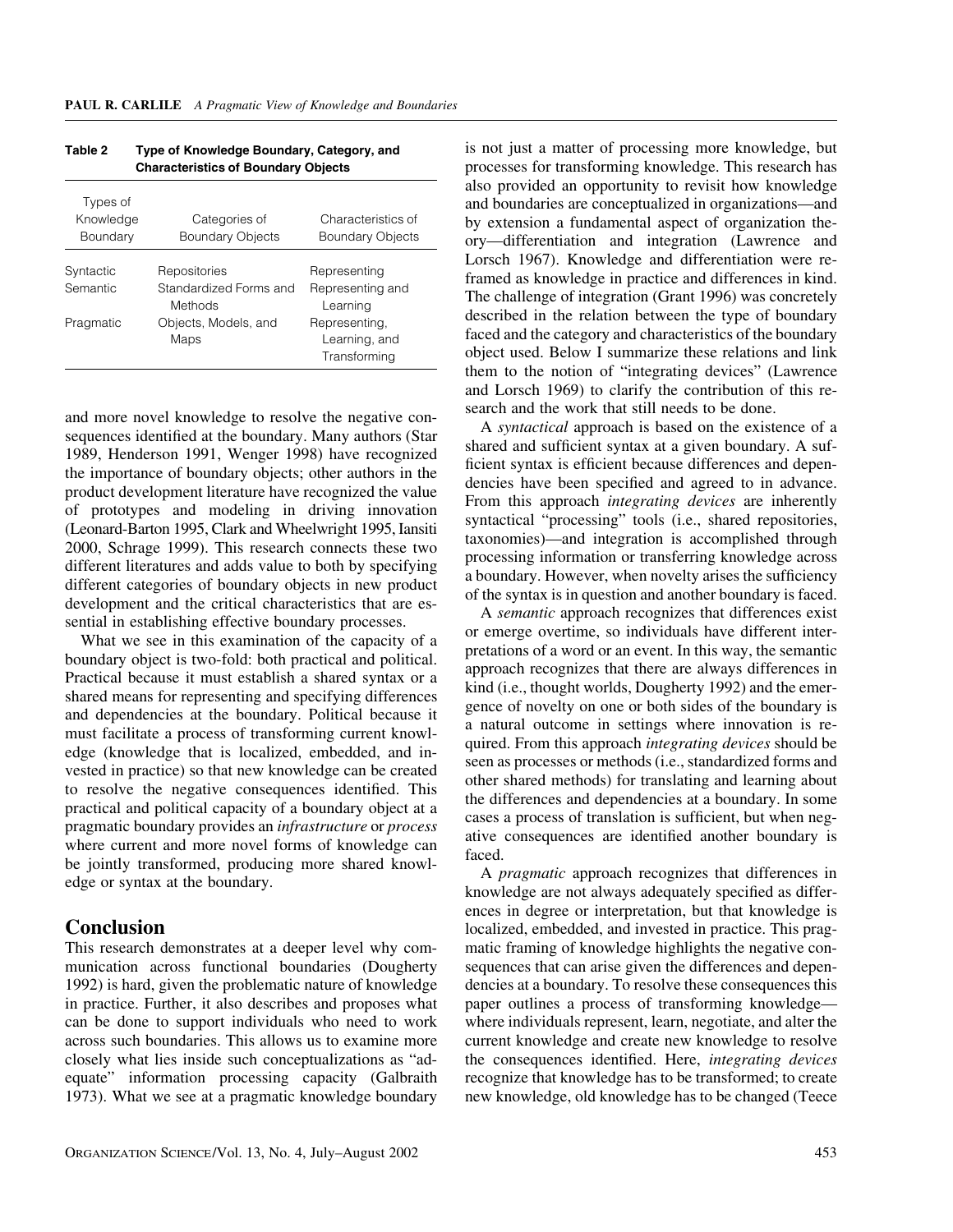**Table 2 Type of Knowledge Boundary, Category, and Characteristics of Boundary Objects**

| Types of Knowledge Boundary | Categories of Boundary Objects | Characteristics of Boundary Objects |
|---|---|---|
| Syntactic | Repositories | Representing |
| Semantic | Standardized Forms and Methods | Representing and Learning |
| Pragmatic | Objects, Models, and Maps | Representing, Learning, and Transforming |

and more novel knowledge to resolve the negative consequences identified at the boundary. Many authors (Star 1989, Henderson 1991, Wenger 1998) have recognized the importance of boundary objects; other authors in the product development literature have recognized the value of prototypes and modeling in driving innovation (Leonard-Barton 1995, Clark and Wheelwright 1995, Iansiti 2000, Schrage 1999). This research connects these two different literatures and adds value to both by specifying different categories of boundary objects in new product development and the critical characteristics that are essential in establishing effective boundary processes.

What we see in this examination of the capacity of a boundary object is two-fold: both practical and political. Practical because it must establish a shared syntax or a shared means for representing and specifying differences and dependencies at the boundary. Political because it must facilitate a process of transforming current knowledge (knowledge that is localized, embedded, and invested in practice) so that new knowledge can be created to resolve the negative consequences identified. This practical and political capacity of a boundary object at a pragmatic boundary provides an *infrastructure* or *process* where current and more novel forms of knowledge can be jointly transformed, producing more shared knowledge or syntax at the boundary.

## Conclusion

This research demonstrates at a deeper level why communication across functional boundaries (Dougherty 1992) is hard, given the problematic nature of knowledge in practice. Further, it also describes and proposes what can be done to support individuals who need to work across such boundaries. This allows us to examine more closely what lies inside such conceptualizations as "adequate" information processing capacity (Galbraith 1973). What we see at a pragmatic knowledge boundary is not just a matter of processing more knowledge, but processes for transforming knowledge. This research has also provided an opportunity to revisit how knowledge and boundaries are conceptualized in organizations—and by extension a fundamental aspect of organization theory—differentiation and integration (Lawrence and Lorsch 1967). Knowledge and differentiation were reframed as knowledge in practice and differences in kind. The challenge of integration (Grant 1996) was concretely described in the relation between the type of boundary faced and the category and characteristics of the boundary object used. Below I summarize these relations and link them to the notion of "integrating devices" (Lawrence and Lorsch 1969) to clarify the contribution of this research and the work that still needs to be done.

A *syntactical* approach is based on the existence of a shared and sufficient syntax at a given boundary. A sufficient syntax is efficient because differences and dependencies have been specified and agreed to in advance. From this approach *integrating devices* are inherently syntactical "processing" tools (i.e., shared repositories, taxonomies)—and integration is accomplished through processing information or transferring knowledge across a boundary. However, when novelty arises the sufficiency of the syntax is in question and another boundary is faced.

A *semantic* approach recognizes that differences exist or emerge overtime, so individuals have different interpretations of a word or an event. In this way, the semantic approach recognizes that there are always differences in kind (i.e., thought worlds, Dougherty 1992) and the emergence of novelty on one or both sides of the boundary is a natural outcome in settings where innovation is required. From this approach *integrating devices* should be seen as processes or methods (i.e., standardized forms and other shared methods) for translating and learning about the differences and dependencies at a boundary. In some cases a process of translation is sufficient, but when negative consequences are identified another boundary is faced.

A *pragmatic* approach recognizes that differences in knowledge are not always adequately specified as differences in degree or interpretation, but that knowledge is localized, embedded, and invested in practice. This pragmatic framing of knowledge highlights the negative consequences that can arise given the differences and dependencies at a boundary. To resolve these consequences this paper outlines a process of transforming knowledge—where individuals represent, learn, negotiate, and alter the current knowledge and create new knowledge to resolve the consequences identified. Here, *integrating devices* recognize that knowledge has to be transformed; to create new knowledge, old knowledge has to be changed (Teece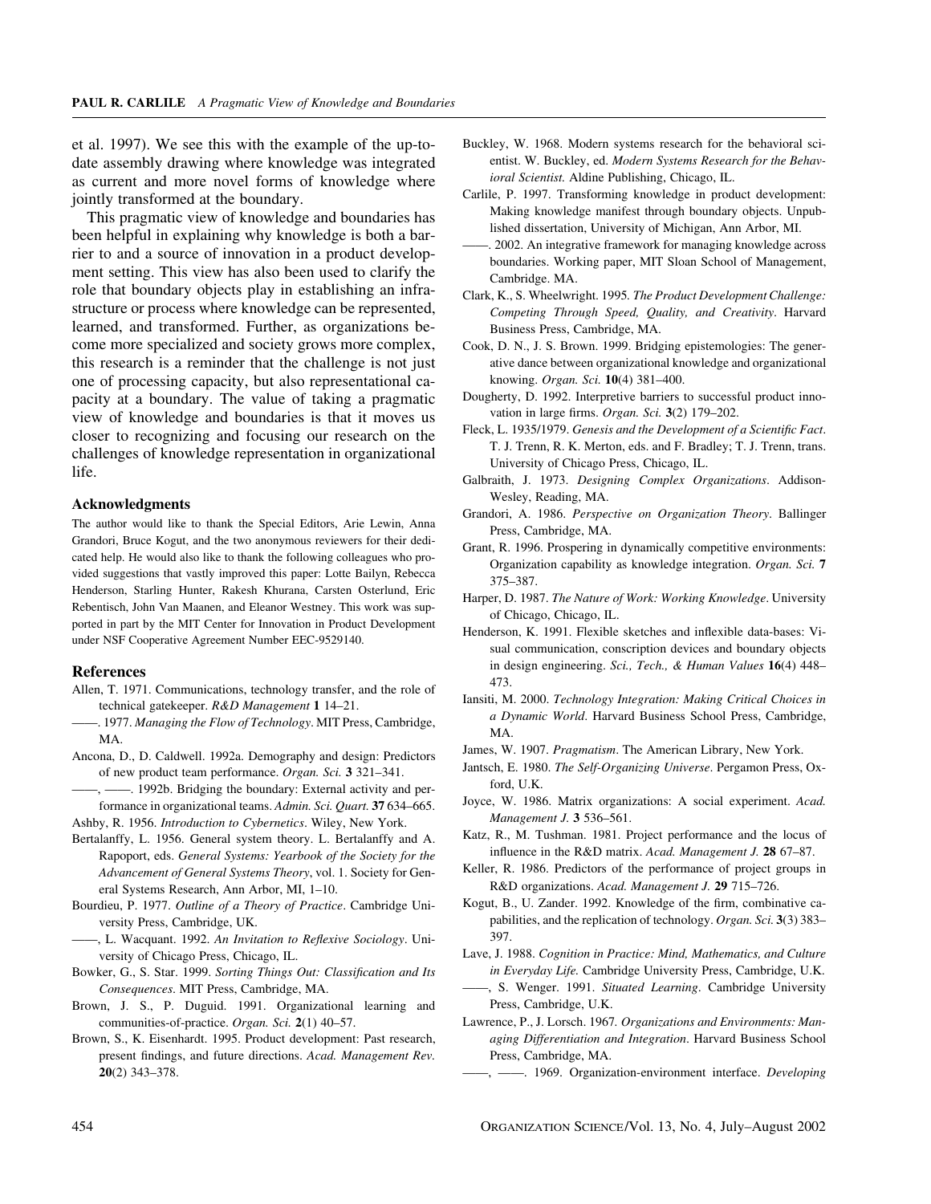et al. 1997). We see this with the example of the up-to-date assembly drawing where knowledge was integrated as current and more novel forms of knowledge where jointly transformed at the boundary.

This pragmatic view of knowledge and boundaries has been helpful in explaining why knowledge is both a barrier to and a source of innovation in a product development setting. This view has also been used to clarify the role that boundary objects play in establishing an infrastructure or process where knowledge can be represented, learned, and transformed. Further, as organizations become more specialized and society grows more complex, this research is a reminder that the challenge is not just one of processing capacity, but also representational capacity at a boundary. The value of taking a pragmatic view of knowledge and boundaries is that it moves us closer to recognizing and focusing our research on the challenges of knowledge representation in organizational life.

### Acknowledgments

The author would like to thank the Special Editors, Arie Lewin, Anna Grandori, Bruce Kogut, and the two anonymous reviewers for their dedicated help. He would also like to thank the following colleagues who provided suggestions that vastly improved this paper: Lotte Bailyn, Rebecca Henderson, Starling Hunter, Rakesh Khurana, Carsten Osterlund, Eric Rebentisch, John Van Maanen, and Eleanor Westney. This work was supported in part by the MIT Center for Innovation in Product Development under NSF Cooperative Agreement Number EEC-9529140.

### References

Allen, T. 1971. Communications, technology transfer, and the role of technical gatekeeper. *R&D Management* **1** 14–21.

——. 1977. *Managing the Flow of Technology*. MIT Press, Cambridge, MA.

Ancona, D., D. Caldwell. 1992a. Demography and design: Predictors of new product team performance. *Organ. Sci.* **3** 321–341.

——, ——. 1992b. Bridging the boundary: External activity and performance in organizational teams. *Admin. Sci. Quart.* **37** 634–665.

Ashby, R. 1956. *Introduction to Cybernetics*. Wiley, New York.

Bertalanffy, L. 1956. General system theory. L. Bertalanffy and A. Rapoport, eds. *General Systems: Yearbook of the Society for the Advancement of General Systems Theory*, vol. 1. Society for General Systems Research, Ann Arbor, MI, 1–10.

Bourdieu, P. 1977. *Outline of a Theory of Practice*. Cambridge University Press, Cambridge, UK.

——, L. Wacquant. 1992. *An Invitation to Reflexive Sociology*. University of Chicago Press, Chicago, IL.

Bowker, G., S. Star. 1999. *Sorting Things Out: Classification and Its Consequences*. MIT Press, Cambridge, MA.

Brown, J. S., P. Duguid. 1991. Organizational learning and communities-of-practice. *Organ. Sci.* **2**(1) 40–57.

Brown, S., K. Eisenhardt. 1995. Product development: Past research, present findings, and future directions. *Acad. Management Rev.* **20**(2) 343–378.

Buckley, W. 1968. Modern systems research for the behavioral scientist. W. Buckley, ed. *Modern Systems Research for the Behavioral Scientist.* Aldine Publishing, Chicago, IL.

Carlile, P. 1997. Transforming knowledge in product development: Making knowledge manifest through boundary objects. Unpublished dissertation, University of Michigan, Ann Arbor, MI.

——. 2002. An integrative framework for managing knowledge across boundaries. Working paper, MIT Sloan School of Management, Cambridge. MA.

Clark, K., S. Wheelwright. 1995. *The Product Development Challenge: Competing Through Speed, Quality, and Creativity*. Harvard Business Press, Cambridge, MA.

Cook, D. N., J. S. Brown. 1999. Bridging epistemologies: The generative dance between organizational knowledge and organizational knowing. *Organ. Sci.* **10**(4) 381–400.

Dougherty, D. 1992. Interpretive barriers to successful product innovation in large firms. *Organ. Sci.* **3**(2) 179–202.

Fleck, L. 1935/1979. *Genesis and the Development of a Scientific Fact*. T. J. Trenn, R. K. Merton, eds. and F. Bradley; T. J. Trenn, trans. University of Chicago Press, Chicago, IL.

Galbraith, J. 1973. *Designing Complex Organizations*. Addison-Wesley, Reading, MA.

Grandori, A. 1986. *Perspective on Organization Theory*. Ballinger Press, Cambridge, MA.

Grant, R. 1996. Prospering in dynamically competitive environments: Organization capability as knowledge integration. *Organ. Sci.* **7** 375–387.

Harper, D. 1987. *The Nature of Work: Working Knowledge*. University of Chicago, Chicago, IL.

Henderson, K. 1991. Flexible sketches and inflexible data-bases: Visual communication, conscription devices and boundary objects in design engineering. *Sci., Tech., & Human Values* **16**(4) 448–473.

Iansiti, M. 2000. *Technology Integration: Making Critical Choices in a Dynamic World*. Harvard Business School Press, Cambridge, MA.

James, W. 1907. *Pragmatism*. The American Library, New York.

Jantsch, E. 1980. *The Self-Organizing Universe*. Pergamon Press, Oxford, U.K.

Joyce, W. 1986. Matrix organizations: A social experiment. *Acad. Management J.* **3** 536–561.

Katz, R., M. Tushman. 1981. Project performance and the locus of influence in the R&D matrix. *Acad. Management J.* **28** 67–87.

Keller, R. 1986. Predictors of the performance of project groups in R&D organizations. *Acad. Management J.* **29** 715–726.

Kogut, B., U. Zander. 1992. Knowledge of the firm, combinative capabilities, and the replication of technology. *Organ. Sci.* **3**(3) 383–397.

Lave, J. 1988. *Cognition in Practice: Mind, Mathematics, and Culture in Everyday Life.* Cambridge University Press, Cambridge, U.K.

——, S. Wenger. 1991. *Situated Learning*. Cambridge University Press, Cambridge, U.K.

Lawrence, P., J. Lorsch. 1967. *Organizations and Environments: Managing Differentiation and Integration*. Harvard Business School Press, Cambridge, MA.

——, ——. 1969. Organization-environment interface. *Developing*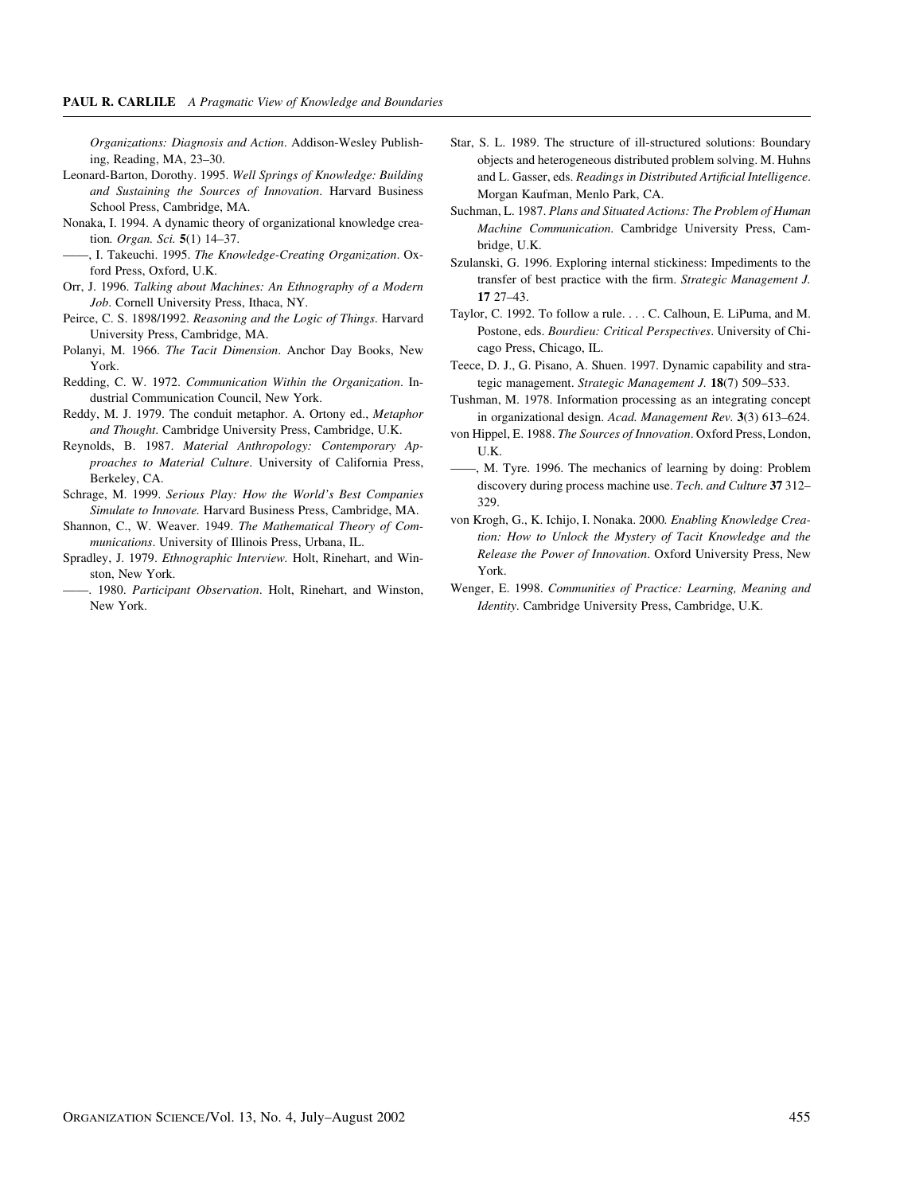*Organizations: Diagnosis and Action*. Addison-Wesley Publishing, Reading, MA, 23–30.

Leonard-Barton, Dorothy. 1995. *Well Springs of Knowledge: Building and Sustaining the Sources of Innovation*. Harvard Business School Press, Cambridge, MA.

Nonaka, I. 1994. A dynamic theory of organizational knowledge creation. *Organ. Sci.* **5**(1) 14–37.

——, I. Takeuchi. 1995. *The Knowledge-Creating Organization*. Oxford Press, Oxford, U.K.

Orr, J. 1996. *Talking about Machines: An Ethnography of a Modern Job*. Cornell University Press, Ithaca, NY.

Peirce, C. S. 1898/1992. *Reasoning and the Logic of Things*. Harvard University Press, Cambridge, MA.

Polanyi, M. 1966. *The Tacit Dimension*. Anchor Day Books, New York.

Redding, C. W. 1972. *Communication Within the Organization*. Industrial Communication Council, New York.

Reddy, M. J. 1979. The conduit metaphor. A. Ortony ed., *Metaphor and Thought*. Cambridge University Press, Cambridge, U.K.

Reynolds, B. 1987. *Material Anthropology: Contemporary Approaches to Material Culture*. University of California Press, Berkeley, CA.

Schrage, M. 1999. *Serious Play: How the World's Best Companies Simulate to Innovate.* Harvard Business Press, Cambridge, MA.

Shannon, C., W. Weaver. 1949. *The Mathematical Theory of Communications*. University of Illinois Press, Urbana, IL.

Spradley, J. 1979. *Ethnographic Interview.* Holt, Rinehart, and Winston, New York.

——. 1980. *Participant Observation*. Holt, Rinehart, and Winston, New York.

Star, S. L. 1989. The structure of ill-structured solutions: Boundary objects and heterogeneous distributed problem solving. M. Huhns and L. Gasser, eds. *Readings in Distributed Artificial Intelligence*. Morgan Kaufman, Menlo Park, CA.

Suchman, L. 1987. *Plans and Situated Actions: The Problem of Human Machine Communication*. Cambridge University Press, Cambridge, U.K.

Szulanski, G. 1996. Exploring internal stickiness: Impediments to the transfer of best practice with the firm. *Strategic Management J.* **17** 27–43.

Taylor, C. 1992. To follow a rule. . . . C. Calhoun, E. LiPuma, and M. Postone, eds. *Bourdieu: Critical Perspectives*. University of Chicago Press, Chicago, IL.

Teece, D. J., G. Pisano, A. Shuen. 1997. Dynamic capability and strategic management. *Strategic Management J.* **18**(7) 509–533.

Tushman, M. 1978. Information processing as an integrating concept in organizational design. *Acad. Management Rev.* **3**(3) 613–624.

von Hippel, E. 1988. *The Sources of Innovation*. Oxford Press, London, U.K.

——, M. Tyre. 1996. The mechanics of learning by doing: Problem discovery during process machine use. *Tech. and Culture* **37** 312–329.

von Krogh, G., K. Ichijo, I. Nonaka. 2000. *Enabling Knowledge Creation: How to Unlock the Mystery of Tacit Knowledge and the Release the Power of Innovation*. Oxford University Press, New York.

Wenger, E. 1998. *Communities of Practice: Learning, Meaning and Identity*. Cambridge University Press, Cambridge, U.K.